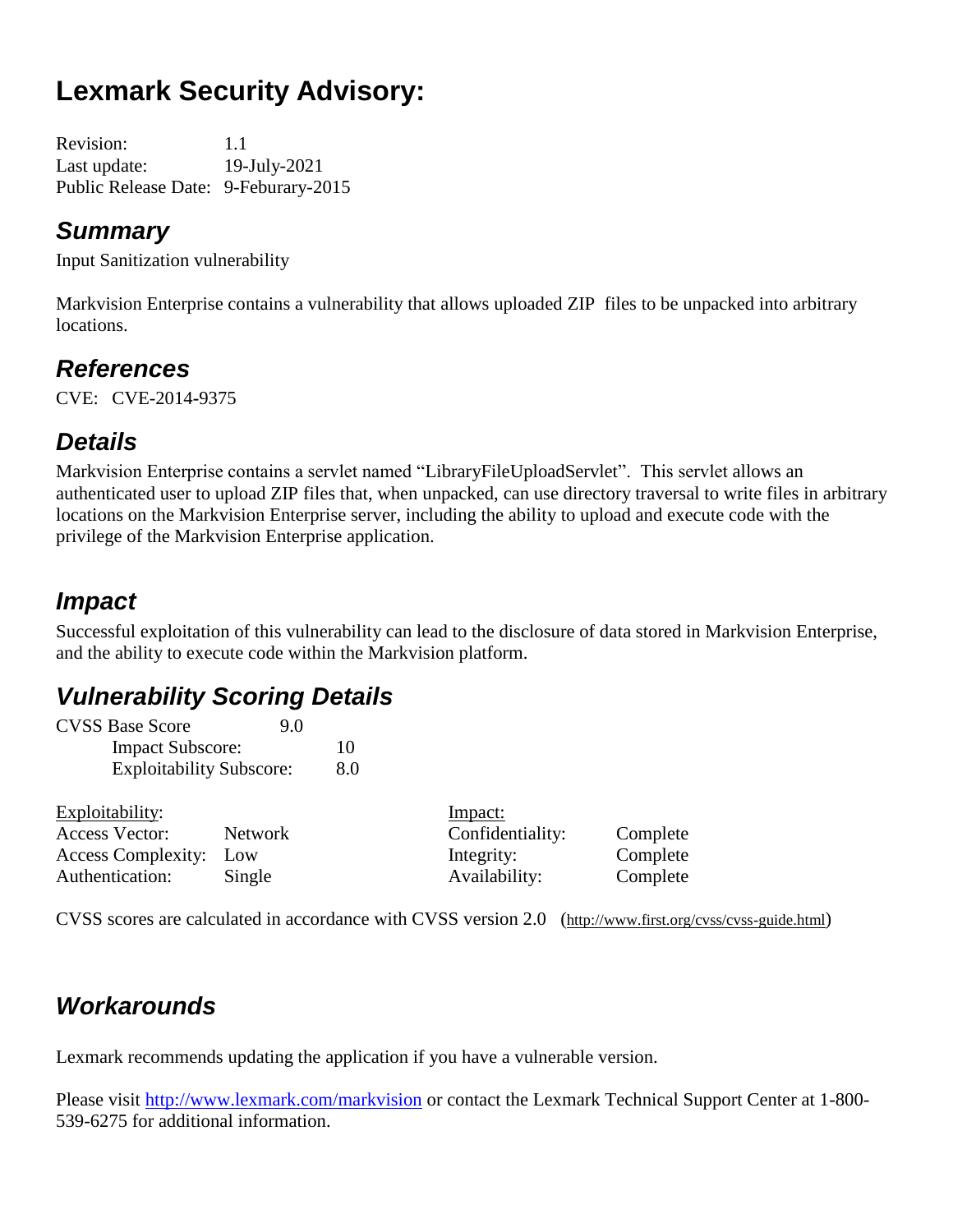# Lexmark Security Advisory:

Revision: 1.1
Last update: 19-July-2021
Public Release Date: 9-Feburary-2015

## *Summary*

Input Sanitization vulnerability

Markvision Enterprise contains a vulnerability that allows uploaded ZIP files to be unpacked into arbitrary locations.

## *References*

CVE: CVE-2014-9375

## *Details*

Markvision Enterprise contains a servlet named "LibraryFileUploadServlet". This servlet allows an authenticated user to upload ZIP files that, when unpacked, can use directory traversal to write files in arbitrary locations on the Markvision Enterprise server, including the ability to upload and execute code with the privilege of the Markvision Enterprise application.

## *Impact*

Successful exploitation of this vulnerability can lead to the disclosure of data stored in Markvision Enterprise, and the ability to execute code within the Markvision platform.

## *Vulnerability Scoring Details*

CVSS Base Score 9.0
- Impact Subscore: 10
- Exploitability Subscore: 8.0

| Exploitability: | | Impact: | |
|---|---|---|---|
| Access Vector: | Network | Confidentiality: | Complete |
| Access Complexity: | Low | Integrity: | Complete |
| Authentication: | Single | Availability: | Complete |

CVSS scores are calculated in accordance with CVSS version 2.0 (http://www.first.org/cvss/cvss-guide.html)

## *Workarounds*

Lexmark recommends updating the application if you have a vulnerable version.

Please visit http://www.lexmark.com/markvision or contact the Lexmark Technical Support Center at 1-800-539-6275 for additional information.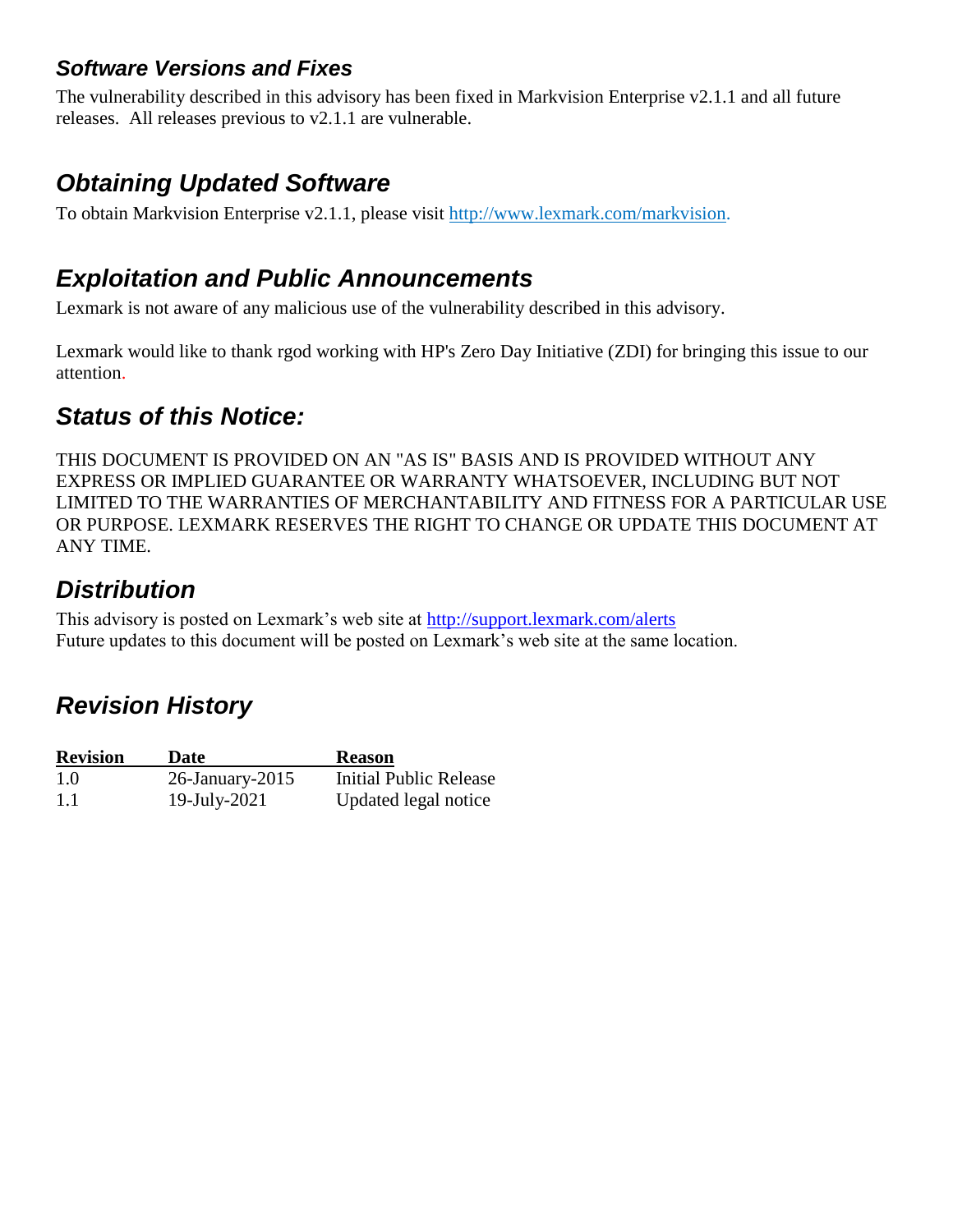## *Software Versions and Fixes*

The vulnerability described in this advisory has been fixed in Markvision Enterprise v2.1.1 and all future releases. All releases previous to v2.1.1 are vulnerable.

## *Obtaining Updated Software*

To obtain Markvision Enterprise v2.1.1, please visit http://www.lexmark.com/markvision.

## *Exploitation and Public Announcements*

Lexmark is not aware of any malicious use of the vulnerability described in this advisory.

Lexmark would like to thank rgod working with HP's Zero Day Initiative (ZDI) for bringing this issue to our attention.

## *Status of this Notice:*

THIS DOCUMENT IS PROVIDED ON AN "AS IS" BASIS AND IS PROVIDED WITHOUT ANY EXPRESS OR IMPLIED GUARANTEE OR WARRANTY WHATSOEVER, INCLUDING BUT NOT LIMITED TO THE WARRANTIES OF MERCHANTABILITY AND FITNESS FOR A PARTICULAR USE OR PURPOSE. LEXMARK RESERVES THE RIGHT TO CHANGE OR UPDATE THIS DOCUMENT AT ANY TIME.

## *Distribution*

This advisory is posted on Lexmark's web site at http://support.lexmark.com/alerts
Future updates to this document will be posted on Lexmark's web site at the same location.

## *Revision History*

| Revision | Date | Reason |
|---|---|---|
| 1.0 | 26-January-2015 | Initial Public Release |
| 1.1 | 19-July-2021 | Updated legal notice |